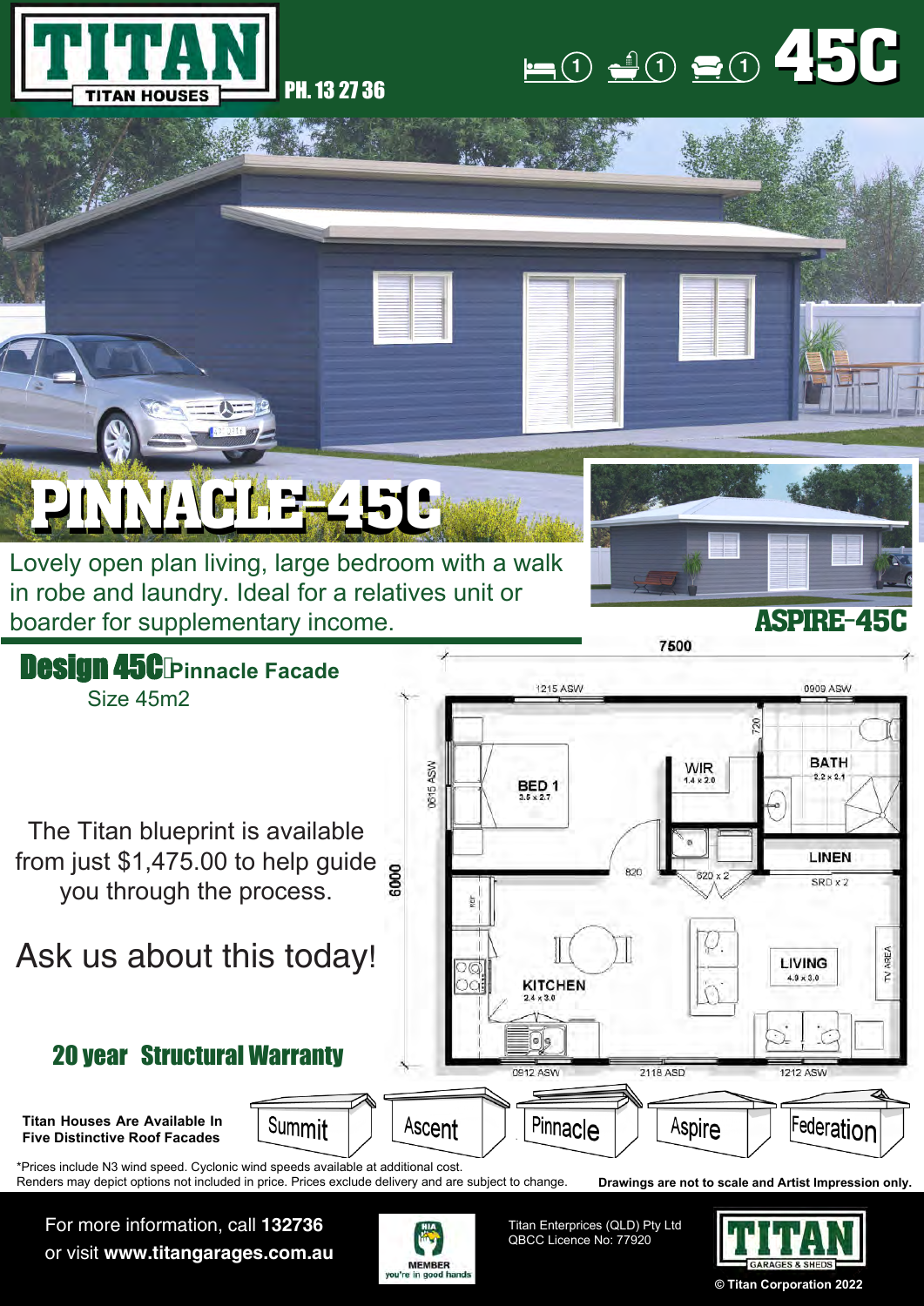# TITAN

TITAN HOUSES

PH. 13 27 36

1 bed · 1 bath · 1 living

# 45C

# PINNACLE-45C

Lovely open plan living, large bedroom with a walk in robe and laundry. Ideal for a relatives unit or boarder for supplementary income.

## ASPIRE-45C

## Design 45C Pinnacle Facade

Size 45m2

The Titan blueprint is available from just $1,475.00 to help guide you through the process.

Ask us about this today!

### 20 year Structural Warranty

7500

6000

1215 ASW · 0909 ASW · 0615 ASW · 720

BED 1 3.5 x 2.7

WIR 1.4 x 2.0

BATH 2.2 x 2.1

LINEN

SRD x 2

820 · 620 x 2

REF

KITCHEN 2.4 x 3.0

LIVING 4.0 x 3.0

TV AREA

0912 ASW · 2118 ASD · 1212 ASW

**Titan Houses Are Available In Five Distinctive Roof Facades**

Summit · Ascent · Pinnacle · Aspire · Federation

*Prices include N3 wind speed. Cyclonic wind speeds available at additional cost.
Renders may depict options not included in price. Prices exclude delivery and are subject to change.

**Drawings are not to scale and Artist Impression only.**

For more information, call **132736**
or visit **www.titangarages.com.au**

HIA MEMBER you're in good hands

Titan Enterprises (QLD) Pty Ltd
QBCC Licence No: 77920

TITAN GARAGES & SHEDS

© Titan Corporation 2022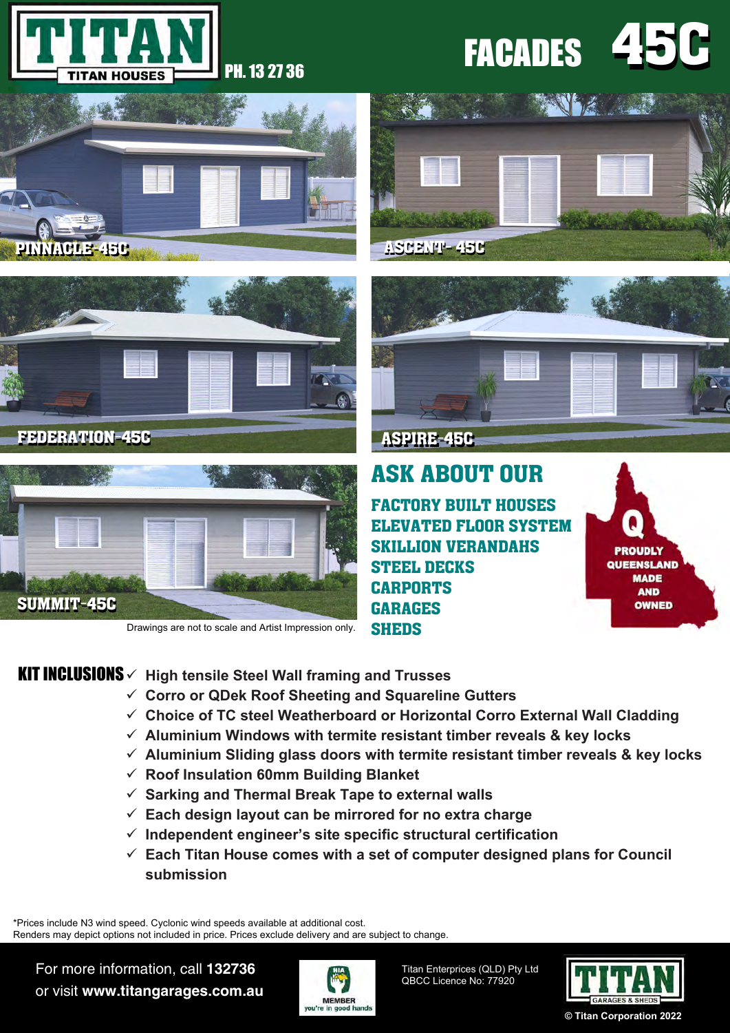# TITAN
TITAN HOUSES

PH. 13 27 36

# FACADES 45C

PINNACLE-45C

ASCENT- 45C

FEDERATION-45C

ASPIRE-45C

SUMMIT-45C

Drawings are not to scale and Artist Impression only.

## ASK ABOUT OUR

**FACTORY BUILT HOUSES**
**ELEVATED FLOOR SYSTEM**
**SKILLION VERANDAHS**
**STEEL DECKS**
**CARPORTS**
**GARAGES**
**SHEDS**

Q PROUDLY QUEENSLAND MADE AND OWNED

**KIT INCLUSIONS**

- ✓ High tensile Steel Wall framing and Trusses
- ✓ Corro or QDek Roof Sheeting and Squareline Gutters
- ✓ Choice of TC steel Weatherboard or Horizontal Corro External Wall Cladding
- ✓ Aluminium Windows with termite resistant timber reveals & key locks
- ✓ Aluminium Sliding glass doors with termite resistant timber reveals & key locks
- ✓ Roof Insulation 60mm Building Blanket
- ✓ Sarking and Thermal Break Tape to external walls
- ✓ Each design layout can be mirrored for no extra charge
- ✓ Independent engineer's site specific structural certification
- ✓ Each Titan House comes with a set of computer designed plans for Council submission

*Prices include N3 wind speed. Cyclonic wind speeds available at additional cost.
Renders may depict options not included in price. Prices exclude delivery and are subject to change.

For more information, call **132736**
or visit **www.titangarages.com.au**

HIA MEMBER you're in good hands

Titan Enterprices (QLD) Pty Ltd
QBCC Licence No: 77920

TITAN GARAGES & SHEDS

© Titan Corporation 2022